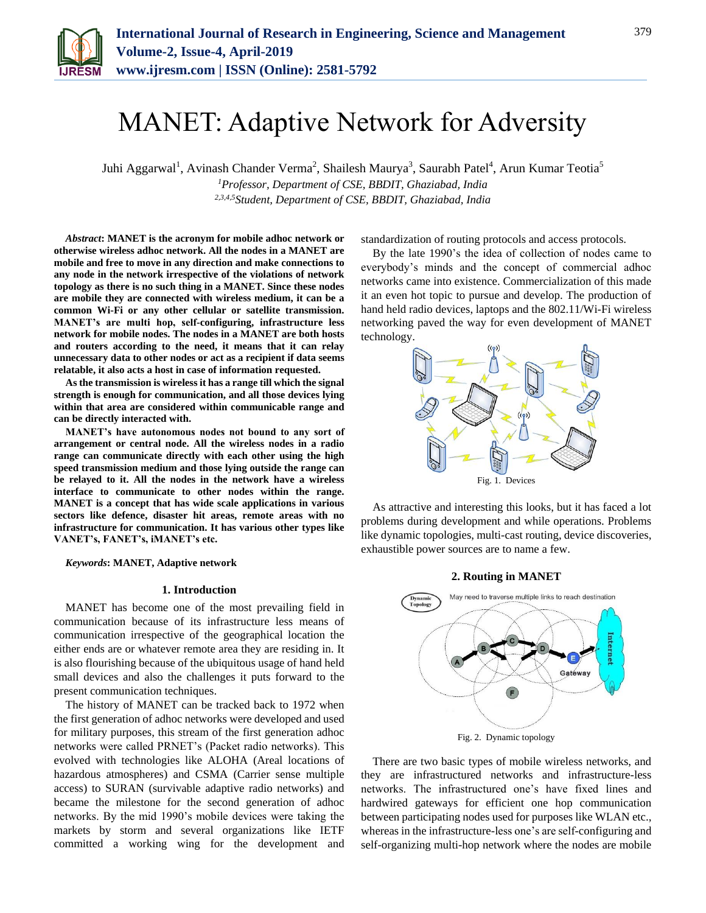# MANET: Adaptive Network for Adversity

Juhi Aggarwal[1], Avinash Chander Verma[2], Shailesh Maurya[3], Saurabh Patel[4], Arun Kumar Teotia[5]

[1]*Professor, Department of CSE, BBDIT, Ghaziabad, India*

[2,3,4,5]*Student, Department of CSE, BBDIT, Ghaziabad, India*

***Abstract*: MANET is the acronym for mobile adhoc network or otherwise wireless adhoc network. All the nodes in a MANET are mobile and free to move in any direction and make connections to any node in the network irrespective of the violations of network topology as there is no such thing in a MANET. Since these nodes are mobile they are connected with wireless medium, it can be a common Wi-Fi or any other cellular or satellite transmission. MANET's are multi hop, self-configuring, infrastructure less network for mobile nodes. The nodes in a MANET are both hosts and routers according to the need, it means that it can relay unnecessary data to other nodes or act as a recipient if data seems relatable, it also acts a host in case of information requested.**

**As the transmission is wireless it has a range till which the signal strength is enough for communication, and all those devices lying within that area are considered within communicable range and can be directly interacted with.**

**MANET's have autonomous nodes not bound to any sort of arrangement or central node. All the wireless nodes in a radio range can communicate directly with each other using the high speed transmission medium and those lying outside the range can be relayed to it. All the nodes in the network have a wireless interface to communicate to other nodes within the range. MANET is a concept that has wide scale applications in various sectors like defence, disaster hit areas, remote areas with no infrastructure for communication. It has various other types like VANET's, FANET's, iMANET's etc.**

***Keywords*: MANET, Adaptive network**

## 1. Introduction

MANET has become one of the most prevailing field in communication because of its infrastructure less means of communication irrespective of the geographical location the either ends are or whatever remote area they are residing in. It is also flourishing because of the ubiquitous usage of hand held small devices and also the challenges it puts forward to the present communication techniques.

The history of MANET can be tracked back to 1972 when the first generation of adhoc networks were developed and used for military purposes, this stream of the first generation adhoc networks were called PRNET's (Packet radio networks). This evolved with technologies like ALOHA (Areal locations of hazardous atmospheres) and CSMA (Carrier sense multiple access) to SURAN (survivable adaptive radio networks) and became the milestone for the second generation of adhoc networks. By the mid 1990's mobile devices were taking the markets by storm and several organizations like IETF committed a working wing for the development and standardization of routing protocols and access protocols.

By the late 1990's the idea of collection of nodes came to everybody's minds and the concept of commercial adhoc networks came into existence. Commercialization of this made it an even hot topic to pursue and develop. The production of hand held radio devices, laptops and the 802.11/Wi-Fi wireless networking paved the way for even development of MANET technology.

Fig. 1. Devices

As attractive and interesting this looks, but it has faced a lot problems during development and while operations. Problems like dynamic topologies, multi-cast routing, device discoveries, exhaustible power sources are to name a few.

## 2. Routing in MANET

Fig. 2. Dynamic topology

There are two basic types of mobile wireless networks, and they are infrastructured networks and infrastructure-less networks. The infrastructured one's have fixed lines and hardwired gateways for efficient one hop communication between participating nodes used for purposes like WLAN etc., whereas in the infrastructure-less one's are self-configuring and self-organizing multi-hop network where the nodes are mobile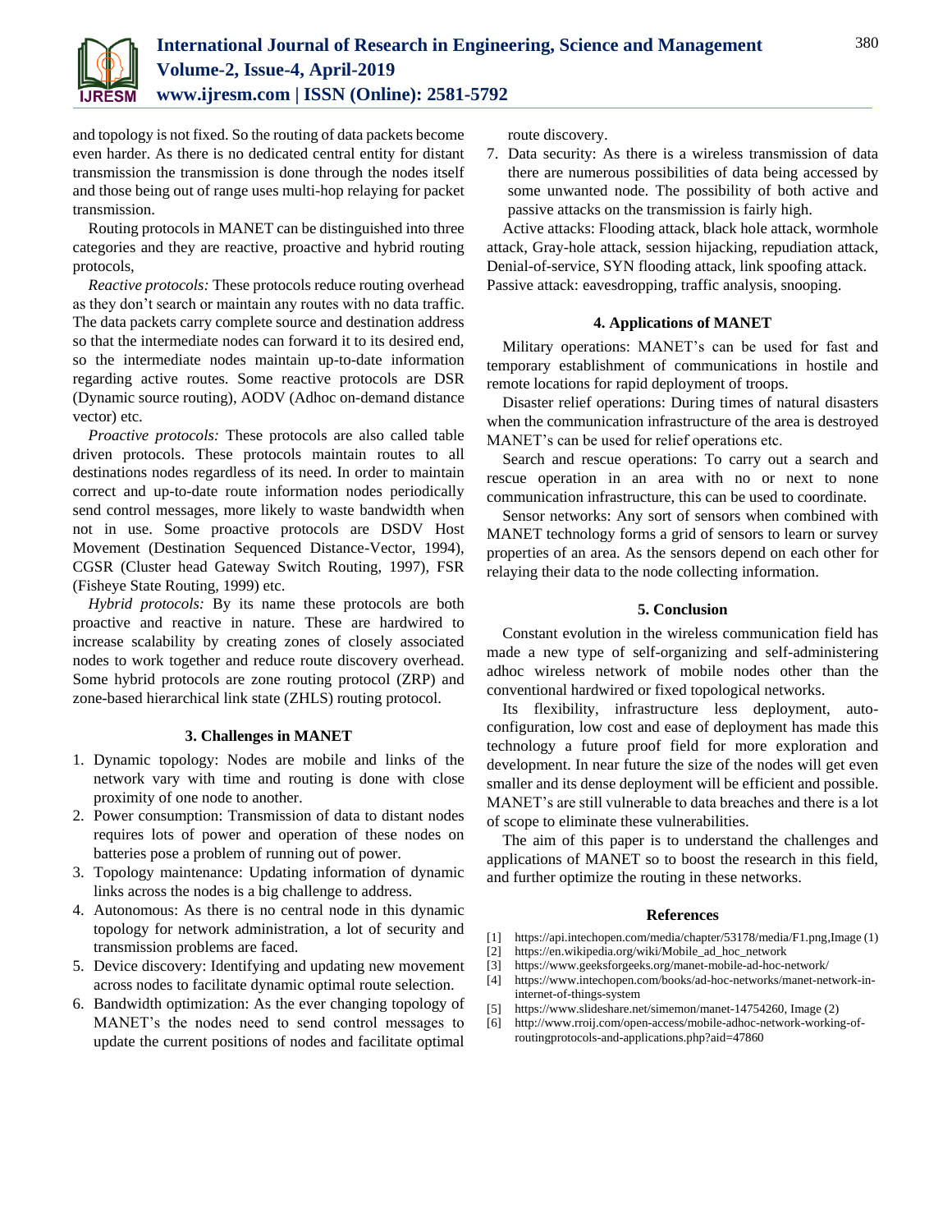and topology is not fixed. So the routing of data packets become even harder. As there is no dedicated central entity for distant transmission the transmission is done through the nodes itself and those being out of range uses multi-hop relaying for packet transmission.

Routing protocols in MANET can be distinguished into three categories and they are reactive, proactive and hybrid routing protocols,

*Reactive protocols:* These protocols reduce routing overhead as they don't search or maintain any routes with no data traffic. The data packets carry complete source and destination address so that the intermediate nodes can forward it to its desired end, so the intermediate nodes maintain up-to-date information regarding active routes. Some reactive protocols are DSR (Dynamic source routing), AODV (Adhoc on-demand distance vector) etc.

*Proactive protocols:* These protocols are also called table driven protocols. These protocols maintain routes to all destinations nodes regardless of its need. In order to maintain correct and up-to-date route information nodes periodically send control messages, more likely to waste bandwidth when not in use. Some proactive protocols are DSDV Host Movement (Destination Sequenced Distance-Vector, 1994), CGSR (Cluster head Gateway Switch Routing, 1997), FSR (Fisheye State Routing, 1999) etc.

*Hybrid protocols:* By its name these protocols are both proactive and reactive in nature. These are hardwired to increase scalability by creating zones of closely associated nodes to work together and reduce route discovery overhead. Some hybrid protocols are zone routing protocol (ZRP) and zone-based hierarchical link state (ZHLS) routing protocol.

## 3. Challenges in MANET

1. Dynamic topology: Nodes are mobile and links of the network vary with time and routing is done with close proximity of one node to another.
2. Power consumption: Transmission of data to distant nodes requires lots of power and operation of these nodes on batteries pose a problem of running out of power.
3. Topology maintenance: Updating information of dynamic links across the nodes is a big challenge to address.
4. Autonomous: As there is no central node in this dynamic topology for network administration, a lot of security and transmission problems are faced.
5. Device discovery: Identifying and updating new movement across nodes to facilitate dynamic optimal route selection.
6. Bandwidth optimization: As the ever changing topology of MANET's the nodes need to send control messages to update the current positions of nodes and facilitate optimal route discovery.
7. Data security: As there is a wireless transmission of data there are numerous possibilities of data being accessed by some unwanted node. The possibility of both active and passive attacks on the transmission is fairly high.

Active attacks: Flooding attack, black hole attack, wormhole attack, Gray-hole attack, session hijacking, repudiation attack, Denial-of-service, SYN flooding attack, link spoofing attack. Passive attack: eavesdropping, traffic analysis, snooping.

## 4. Applications of MANET

Military operations: MANET's can be used for fast and temporary establishment of communications in hostile and remote locations for rapid deployment of troops.

Disaster relief operations: During times of natural disasters when the communication infrastructure of the area is destroyed MANET's can be used for relief operations etc.

Search and rescue operations: To carry out a search and rescue operation in an area with no or next to none communication infrastructure, this can be used to coordinate.

Sensor networks: Any sort of sensors when combined with MANET technology forms a grid of sensors to learn or survey properties of an area. As the sensors depend on each other for relaying their data to the node collecting information.

## 5. Conclusion

Constant evolution in the wireless communication field has made a new type of self-organizing and self-administering adhoc wireless network of mobile nodes other than the conventional hardwired or fixed topological networks.

Its flexibility, infrastructure less deployment, auto-configuration, low cost and ease of deployment has made this technology a future proof field for more exploration and development. In near future the size of the nodes will get even smaller and its dense deployment will be efficient and possible. MANET's are still vulnerable to data breaches and there is a lot of scope to eliminate these vulnerabilities.

The aim of this paper is to understand the challenges and applications of MANET so to boost the research in this field, and further optimize the routing in these networks.

## References

[1] https://api.intechopen.com/media/chapter/53178/media/F1.png,Image (1)
[2] https://en.wikipedia.org/wiki/Mobile_ad_hoc_network
[3] https://www.geeksforgeeks.org/manet-mobile-ad-hoc-network/
[4] https://www.intechopen.com/books/ad-hoc-networks/manet-network-in-internet-of-things-system
[5] https://www.slideshare.net/simemon/manet-14754260, Image (2)
[6] http://www.rroij.com/open-access/mobile-adhoc-network-working-of-routingprotocols-and-applications.php?aid=47860